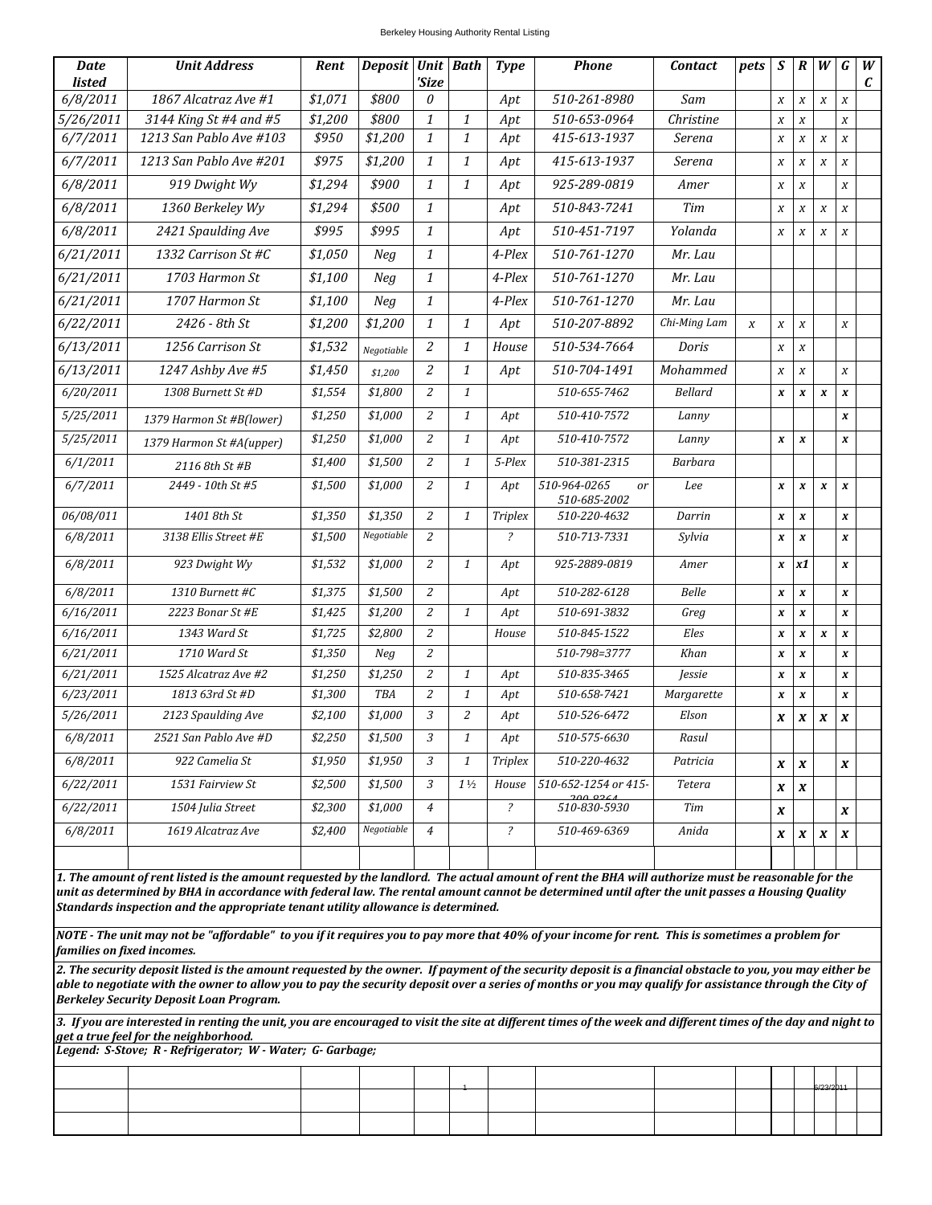| Date listed | Unit Address | Rent | Deposit | Unit 'Size | Bath | Type | Phone | Contact | pets | S | R | W | G | WC |
|---|---|---|---|---|---|---|---|---|---|---|---|---|---|---|
| 6/8/2011 | 1867 Alcatraz Ave #1 | $1,071 | $800 | 0 | | Apt | 510-261-8980 | Sam | | x | x | x | x | |
| 5/26/2011 | 3144 King St #4 and #5 | $1,200 | $800 | 1 | 1 | Apt | 510-653-0964 | Christine | | x | x | | x | |
| 6/7/2011 | 1213 San Pablo Ave #103 | $950 | $1,200 | 1 | 1 | Apt | 415-613-1937 | Serena | | x | x | x | x | |
| 6/7/2011 | 1213 San Pablo Ave #201 | $975 | $1,200 | 1 | 1 | Apt | 415-613-1937 | Serena | | x | x | x | x | |
| 6/8/2011 | 919 Dwight Wy | $1,294 | $900 | 1 | 1 | Apt | 925-289-0819 | Amer | | x | x | | x | |
| 6/8/2011 | 1360 Berkeley Wy | $1,294 | $500 | 1 | | Apt | 510-843-7241 | Tim | | x | x | x | x | |
| 6/8/2011 | 2421 Spaulding Ave | $995 | $995 | 1 | | Apt | 510-451-7197 | Yolanda | | x | x | x | x | |
| 6/21/2011 | 1332 Carrison St #C | $1,050 | Neg | 1 | | 4-Plex | 510-761-1270 | Mr. Lau | | | | | | |
| 6/21/2011 | 1703 Harmon St | $1,100 | Neg | 1 | | 4-Plex | 510-761-1270 | Mr. Lau | | | | | | |
| 6/21/2011 | 1707 Harmon St | $1,100 | Neg | 1 | | 4-Plex | 510-761-1270 | Mr. Lau | | | | | | |
| 6/22/2011 | 2426 - 8th St | $1,200 | $1,200 | 1 | 1 | Apt | 510-207-8892 | Chi-Ming Lam | x | x | x | | x | |
| 6/13/2011 | 1256 Carrison St | $1,532 | Negotiable | 2 | 1 | House | 510-534-7664 | Doris | | x | x | | | |
| 6/13/2011 | 1247 Ashby Ave #5 | $1,450 | $1,200 | 2 | 1 | Apt | 510-704-1491 | Mohammed | | x | x | | x | |
| 6/20/2011 | 1308 Burnett St #D | $1,554 | $1,800 | 2 | 1 | | 510-655-7462 | Bellard | | x | x | x | x | |
| 5/25/2011 | 1379 Harmon St #B(lower) | $1,250 | $1,000 | 2 | 1 | Apt | 510-410-7572 | Lanny | | | | | x | |
| 5/25/2011 | 1379 Harmon St #A(upper) | $1,250 | $1,000 | 2 | 1 | Apt | 510-410-7572 | Lanny | | x | x | | x | |
| 6/1/2011 | 2116 8th St #B | $1,400 | $1,500 | 2 | 1 | 5-Plex | 510-381-2315 | Barbara | | | | | | |
| 6/7/2011 | 2449 - 10th St #5 | $1,500 | $1,000 | 2 | 1 | Apt | 510-964-0265 or 510-685-2002 | Lee | | x | x | x | x | |
| 06/08/011 | 1401 8th St | $1,350 | $1,350 | 2 | 1 | Triplex | 510-220-4632 | Darrin | | x | x | | x | |
| 6/8/2011 | 3138 Ellis Street #E | $1,500 | Negotiable | 2 | | ? | 510-713-7331 | Sylvia | | x | x | | x | |
| 6/8/2011 | 923 Dwight Wy | $1,532 | $1,000 | 2 | 1 | Apt | 925-2889-0819 | Amer | | x | x1 | | x | |
| 6/8/2011 | 1310 Burnett #C | $1,375 | $1,500 | 2 | | Apt | 510-282-6128 | Belle | | x | x | | x | |
| 6/16/2011 | 2223 Bonar St #E | $1,425 | $1,200 | 2 | 1 | Apt | 510-691-3832 | Greg | | x | x | | x | |
| 6/16/2011 | 1343 Ward St | $1,725 | $2,800 | 2 | | House | 510-845-1522 | Eles | | x | x | x | x | |
| 6/21/2011 | 1710 Ward St | $1,350 | Neg | 2 | | | 510-798=3777 | Khan | | x | x | | x | |
| 6/21/2011 | 1525 Alcatraz Ave #2 | $1,250 | $1,250 | 2 | 1 | Apt | 510-835-3465 | Jessie | | x | x | | x | |
| 6/23/2011 | 1813 63rd St #D | $1,300 | TBA | 2 | 1 | Apt | 510-658-7421 | Margarette | | x | x | | x | |
| 5/26/2011 | 2123 Spaulding Ave | $2,100 | $1,000 | 3 | 2 | Apt | 510-526-6472 | Elson | | x | x | x | x | |
| 6/8/2011 | 2521 San Pablo Ave #D | $2,250 | $1,500 | 3 | 1 | Apt | 510-575-6630 | Rasul | | | | | | |
| 6/8/2011 | 922 Camelia St | $1,950 | $1,950 | 3 | 1 | Triplex | 510-220-4632 | Patricia | | x | x | | x | |
| 6/22/2011 | 1531 Fairview St | $2,500 | $1,500 | 3 | 1 ½ | House | 510-652-1254 or 415-200-8264 | Tetera | | x | x | | | |
| 6/22/2011 | 1504 Julia Street | $2,300 | $1,000 | 4 | | ? | 510-830-5930 | Tim | | x | | | x | |
| 6/8/2011 | 1619 Alcatraz Ave | $2,400 | Negotiable | 4 | | ? | 510-469-6369 | Anida | | x | x | x | x | |

***1. The amount of rent listed is the amount requested by the landlord. The actual amount of rent the BHA will authorize must be reasonable for the unit as determined by BHA in accordance with federal law. The rental amount cannot be determined until after the unit passes a Housing Quality Standards inspection and the appropriate tenant utility allowance is determined.***

***NOTE - The unit may not be "affordable" to you if it requires you to pay more that 40% of your income for rent. This is sometimes a problem for families on fixed incomes.***

***2. The security deposit listed is the amount requested by the owner. If payment of the security deposit is a financial obstacle to you, you may either be able to negotiate with the owner to allow you to pay the security deposit over a series of months or you may qualify for assistance through the City of Berkeley Security Deposit Loan Program.***

***3. If you are interested in renting the unit, you are encouraged to visit the site at different times of the week and different times of the day and night to get a true feel for the neighborhood.***

***Legend: S-Stove; R - Refrigerator; W - Water; G- Garbage;***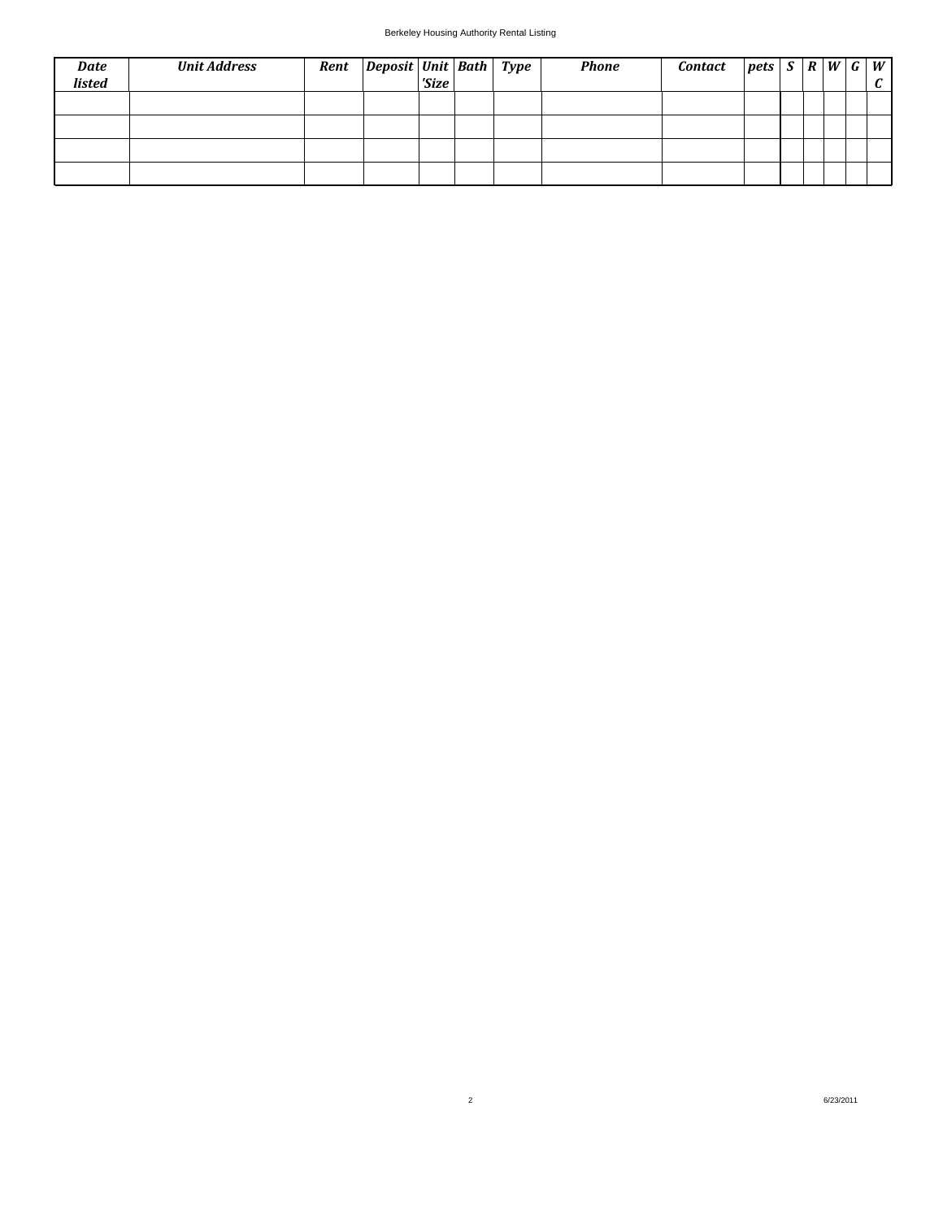| *Date listed* | *Unit Address* | *Rent* | *Deposit* | *Unit 'Size* | *Bath* | *Type* | *Phone* | *Contact* | *pets* | *S* | *R* | *W* | *G* | *W C* |
|---|---|---|---|---|---|---|---|---|---|---|---|---|---|---|
| | | | | | | | | | | | | | | |
| | | | | | | | | | | | | | | |
| | | | | | | | | | | | | | | |
| | | | | | | | | | | | | | | |